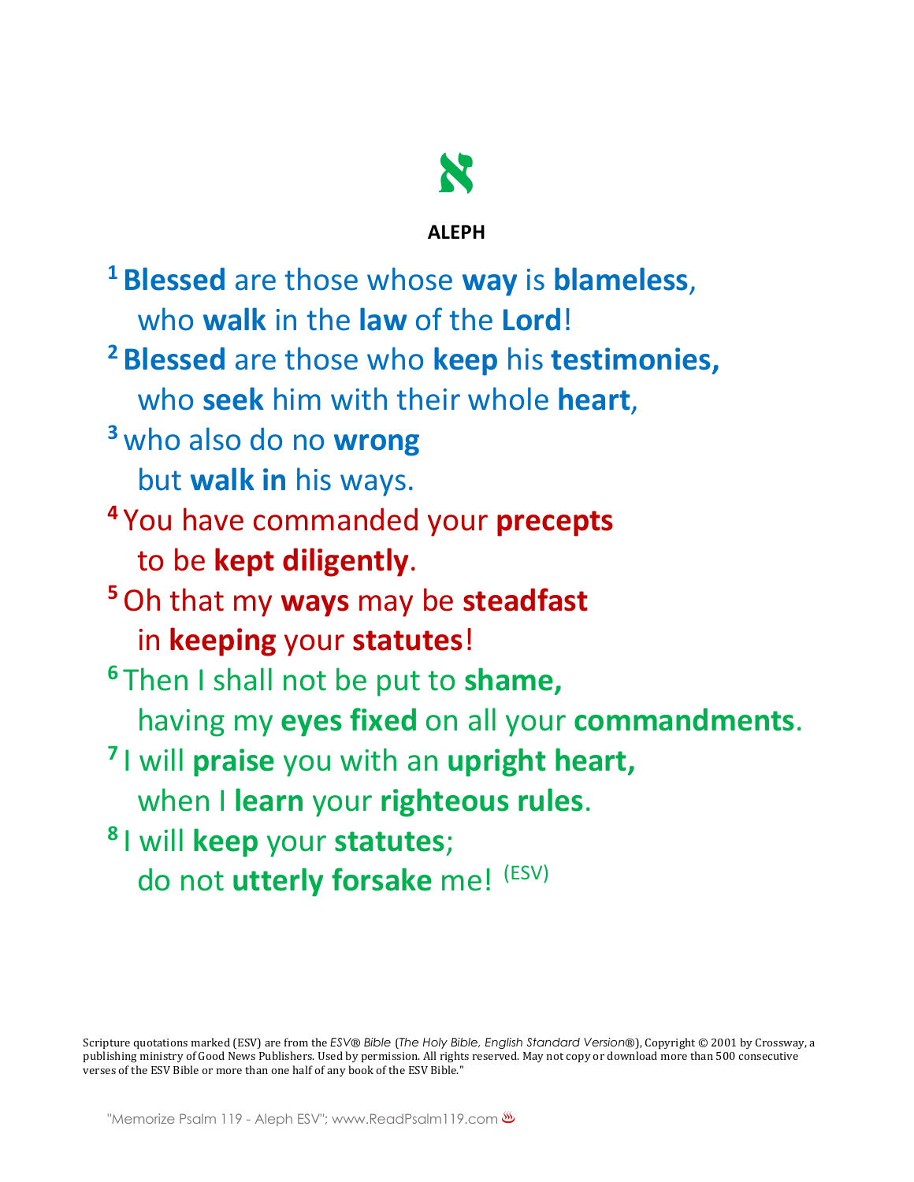# א

**ALEPH**

[1] **Blessed** are those whose **way** is **blameless**,
who **walk** in the **law** of the **Lord**!

[2] **Blessed** are those who **keep** his **testimonies,**
who **seek** him with their whole **heart**,

[3] who also do no **wrong**
but **walk in** his ways.

[4] You have commanded your **precepts**
to be **kept diligently**.

[5] Oh that my **ways** may be **steadfast**
in **keeping** your **statutes**!

[6] Then I shall not be put to **shame,**
having my **eyes fixed** on all your **commandments**.

[7] I will **praise** you with an **upright heart,**
when I **learn** your **righteous rules**.

[8] I will **keep** your **statutes**;
do not **utterly forsake** me! (ESV)

Scripture quotations marked (ESV) are from the *ESV® Bible* (*The Holy Bible, English Standard Version®*), Copyright © 2001 by Crossway, a publishing ministry of Good News Publishers. Used by permission. All rights reserved. May not copy or download more than 500 consecutive verses of the ESV Bible or more than one half of any book of the ESV Bible."

"Memorize Psalm 119 - Aleph ESV"; www.ReadPsalm119.com ♨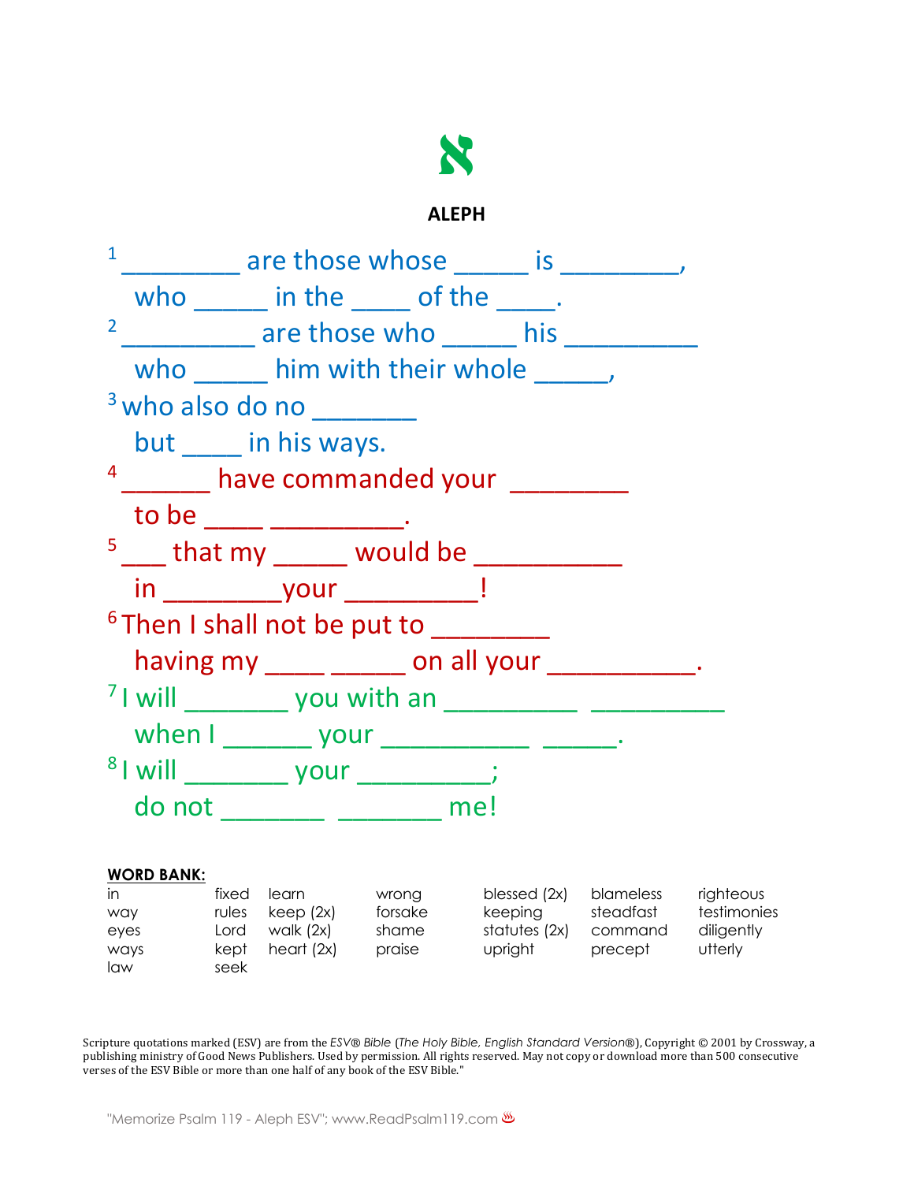# א

**ALEPH**

[1] ________ are those whose _____ is ________,
who _____ in the ____ of the ____.
[2] _________ are those who _____ his _________
who _____ him with their whole _____,
[3] who also do no _______
but ____ in his ways.
[4] ______ have commanded your ________
to be ____ _________.
[5] ___ that my _____ would be __________
in ________your _________!
[6] Then I shall not be put to ________
having my ____ _____ on all your __________.
[7] I will _______ you with an _________ _________
when I ______ your __________ _____.
[8] I will _______ your _________;
do not _______ _______ me!

**WORD BANK:**

| | | | | | | |
|---|---|---|---|---|---|---|
| in | fixed | learn | wrong | blessed (2x) | blameless | righteous |
| way | rules | keep (2x) | forsake | keeping | steadfast | testimonies |
| eyes | Lord | walk (2x) | shame | statutes (2x) | command | diligently |
| ways | kept | heart (2x) | praise | upright | precept | utterly |
| law | seek | | | | | |

Scripture quotations marked (ESV) are from the *ESV® Bible* (*The Holy Bible, English Standard Version®*), Copyright © 2001 by Crossway, a publishing ministry of Good News Publishers. Used by permission. All rights reserved. May not copy or download more than 500 consecutive verses of the ESV Bible or more than one half of any book of the ESV Bible."